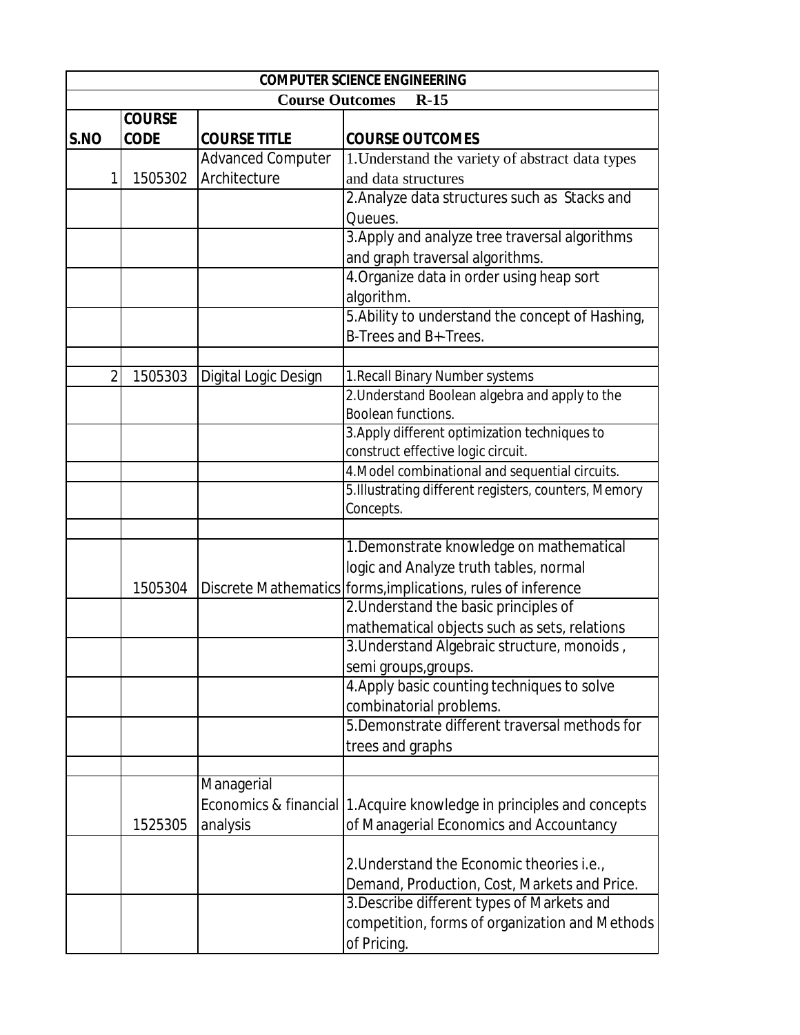| COMPUTER SCIENCE ENGINEERING | | | |
|---|---|---|---|
| **Course Outcomes R-15** | | | |
| **S.NO** | **COURSE CODE** | **COURSE TITLE** | **COURSE OUTCOMES** |
| 1 | 1505302 | Advanced Computer Architecture | 1.Understand the variety of abstract data types and data structures |
| | | | 2.Analyze data structures such as Stacks and Queues. |
| | | | 3.Apply and analyze tree traversal algorithms and graph traversal algorithms. |
| | | | 4.Organize data in order using heap sort algorithm. |
| | | | 5.Ability to understand the concept of Hashing, B-Trees and B+-Trees. |
| | | | |
| 2 | 1505303 | Digital Logic Design | 1.Recall Binary Number systems |
| | | | 2.Understand Boolean algebra and apply to the Boolean functions. |
| | | | 3.Apply different optimization techniques to construct effective logic circuit. |
| | | | 4.Model combinational and sequential circuits. |
| | | | 5.Illustrating different registers, counters, Memory Concepts. |
| | | | |
| | 1505304 | Discrete Mathematics | 1.Demonstrate knowledge on mathematical logic and Analyze truth tables, normal forms,implications, rules of inference |
| | | | 2.Understand the basic principles of mathematical objects such as sets, relations |
| | | | 3.Understand Algebraic structure, monoids , semi groups,groups. |
| | | | 4.Apply basic counting techniques to solve combinatorial problems. |
| | | | 5.Demonstrate different traversal methods for trees and graphs |
| | | | |
| | 1525305 | Managerial Economics & financial analysis | 1.Acquire knowledge in principles and concepts of Managerial Economics and Accountancy |
| | | | 2.Understand the Economic theories i.e., Demand, Production, Cost, Markets and Price. |
| | | | 3.Describe different types of Markets and competition, forms of organization and Methods of Pricing. |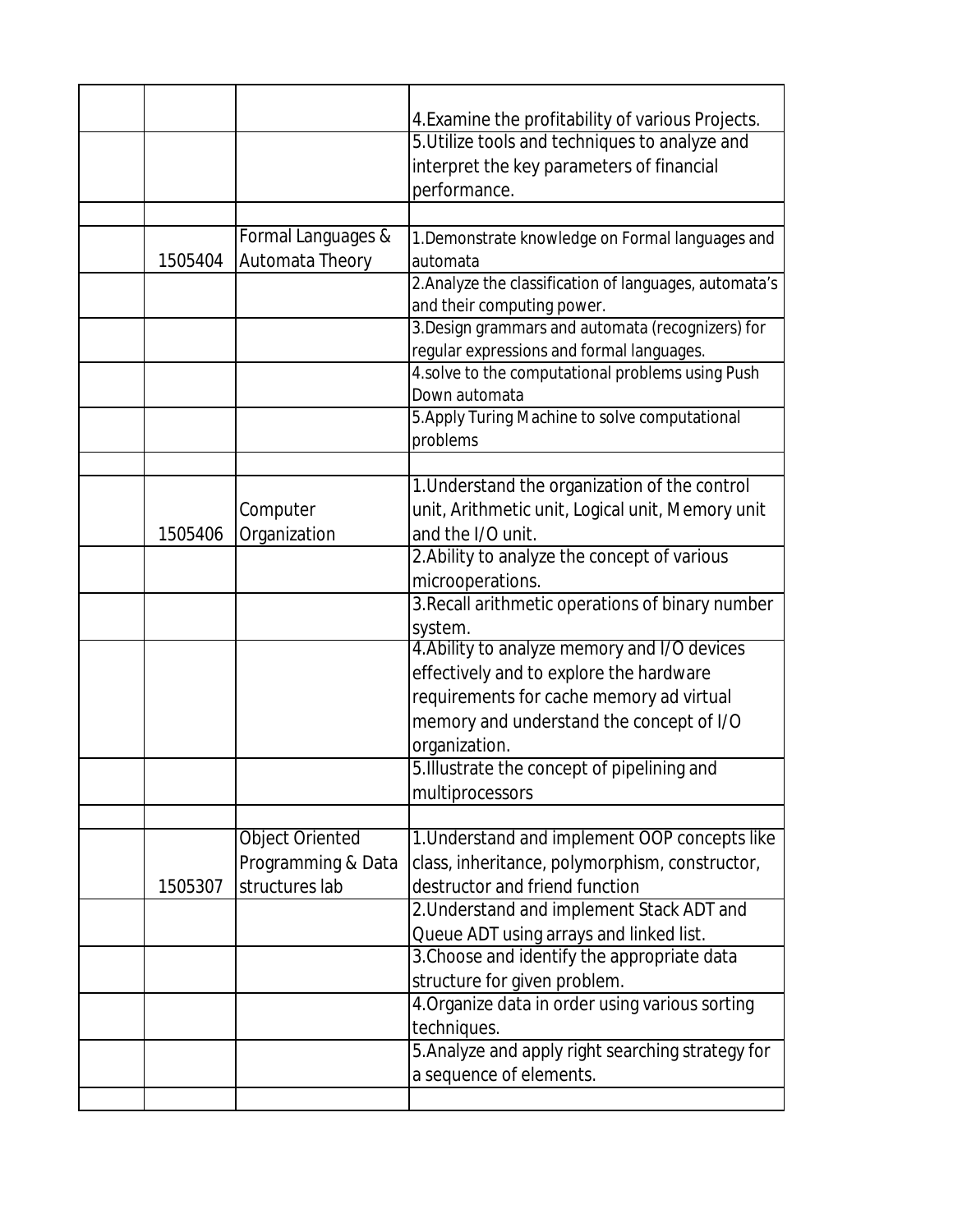|  |  |  |  |
|---|---|---|---|
|  |  |  | 4.Examine the profitability of various Projects. |
|  |  |  | 5.Utilize tools and techniques to analyze and interpret the key parameters of financial performance. |
|  |  |  |  |
|  | 1505404 | Formal Languages & Automata Theory | 1.Demonstrate knowledge on Formal languages and automata |
|  |  |  | 2.Analyze the classification of languages, automata's and their computing power. |
|  |  |  | 3.Design grammars and automata (recognizers) for regular expressions and formal languages. |
|  |  |  | 4.solve to the computational problems using Push Down automata |
|  |  |  | 5.Apply Turing Machine to solve computational problems |
|  |  |  |  |
|  | 1505406 | Computer Organization | 1.Understand the organization of the control unit, Arithmetic unit, Logical unit, Memory unit and the I/O unit. |
|  |  |  | 2.Ability to analyze the concept of various microoperations. |
|  |  |  | 3.Recall arithmetic operations of binary number system. |
|  |  |  | 4.Ability to analyze memory and I/O devices effectively and to explore the hardware requirements for cache memory ad virtual memory and understand the concept of I/O organization. |
|  |  |  | 5.Illustrate the concept of pipelining and multiprocessors |
|  |  |  |  |
|  | 1505307 | Object Oriented Programming & Data structures lab | 1.Understand and implement OOP concepts like class, inheritance, polymorphism, constructor, destructor and friend function |
|  |  |  | 2.Understand and implement Stack ADT and Queue ADT using arrays and linked list. |
|  |  |  | 3.Choose and identify the appropriate data structure for given problem. |
|  |  |  | 4.Organize data in order using various sorting techniques. |
|  |  |  | 5.Analyze and apply right searching strategy for a sequence of elements. |
|  |  |  |  |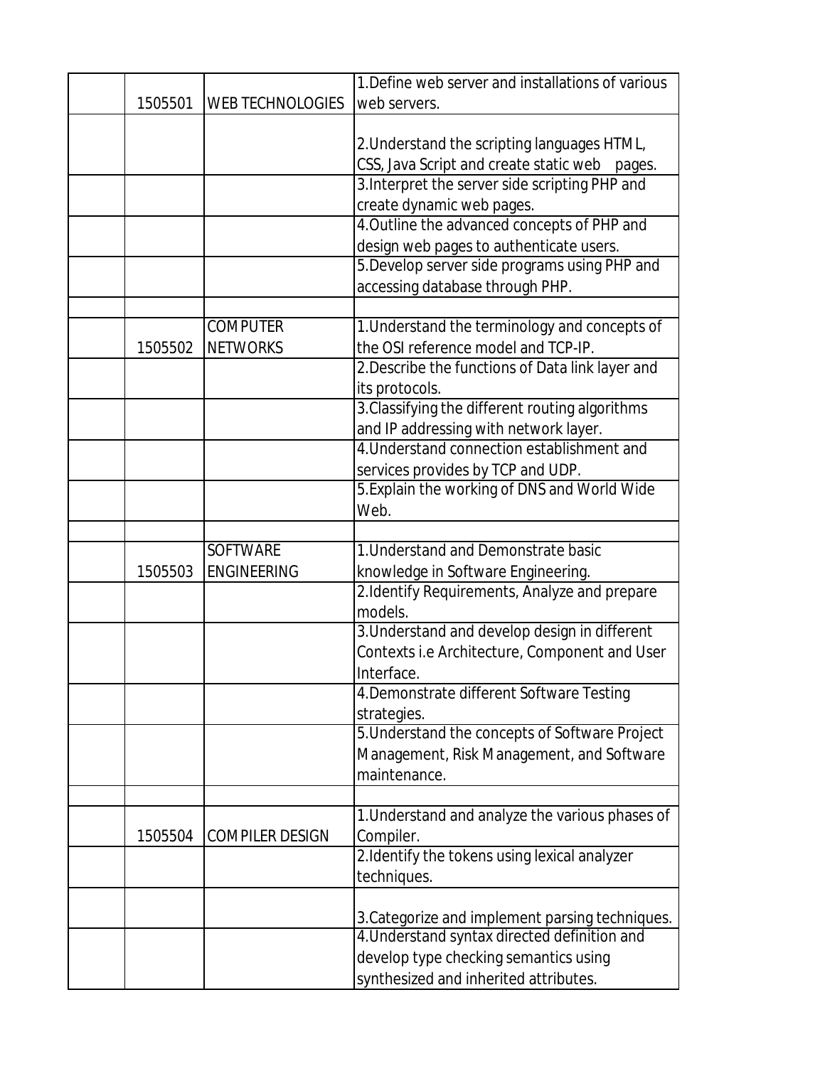|  |  |  |  |
|---|---|---|---|
|  | 1505501 | WEB TECHNOLOGIES | 1.Define web server and installations of various web servers. |
|  |  |  | 2.Understand the scripting languages HTML, CSS, Java Script and create static web pages. |
|  |  |  | 3.Interpret the server side scripting PHP and create dynamic web pages. |
|  |  |  | 4.Outline the advanced concepts of PHP and design web pages to authenticate users. |
|  |  |  | 5.Develop server side programs using PHP and accessing database through PHP. |
|  |  |  |  |
|  | 1505502 | COMPUTER NETWORKS | 1.Understand the terminology and concepts of the OSI reference model and TCP-IP. |
|  |  |  | 2.Describe the functions of Data link layer and its protocols. |
|  |  |  | 3.Classifying the different routing algorithms and IP addressing with network layer. |
|  |  |  | 4.Understand connection establishment and services provides by TCP and UDP. |
|  |  |  | 5.Explain the working of DNS and World Wide Web. |
|  |  |  |  |
|  | 1505503 | SOFTWARE ENGINEERING | 1.Understand and Demonstrate basic knowledge in Software Engineering. |
|  |  |  | 2.Identify Requirements, Analyze and prepare models. |
|  |  |  | 3.Understand and develop design in different Contexts i.e Architecture, Component and User Interface. |
|  |  |  | 4.Demonstrate different Software Testing strategies. |
|  |  |  | 5.Understand the concepts of Software Project Management, Risk Management, and Software maintenance. |
|  |  |  |  |
|  | 1505504 | COMPILER DESIGN | 1.Understand and analyze the various phases of Compiler. |
|  |  |  | 2.Identify the tokens using lexical analyzer techniques. |
|  |  |  | 3.Categorize and implement parsing techniques. |
|  |  |  | 4.Understand syntax directed definition and develop type checking semantics using synthesized and inherited attributes. |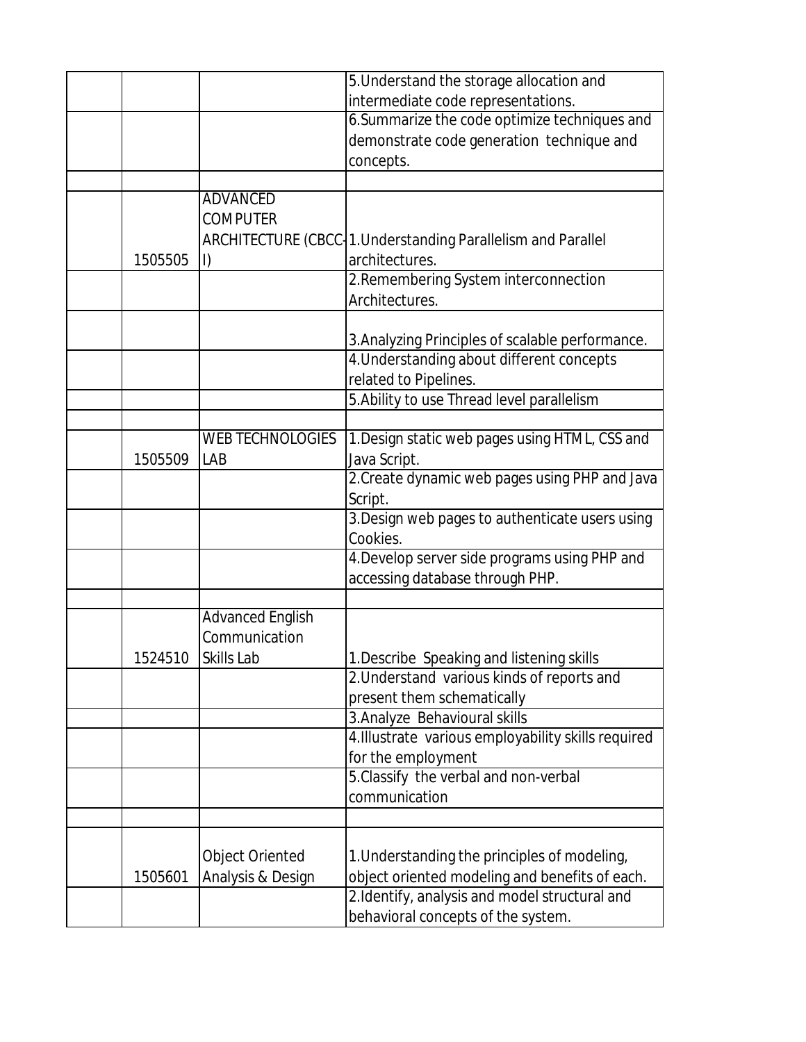| | | | |
|---|---|---|---|
| | | | 5.Understand the storage allocation and intermediate code representations. |
| | | | 6.Summarize the code optimize techniques and demonstrate code generation technique and concepts. |
| | | | |
| | 1505505 | ADVANCED COMPUTER ARCHITECTURE (CBCC-I) | 1.Understanding Parallelism and Parallel architectures. |
| | | | 2.Remembering System interconnection Architectures. |
| | | | 3.Analyzing Principles of scalable performance. |
| | | | 4.Understanding about different concepts related to Pipelines. |
| | | | 5.Ability to use Thread level parallelism |
| | | | |
| | 1505509 | WEB TECHNOLOGIES LAB | 1.Design static web pages using HTML, CSS and Java Script. |
| | | | 2.Create dynamic web pages using PHP and Java Script. |
| | | | 3.Design web pages to authenticate users using Cookies. |
| | | | 4.Develop server side programs using PHP and accessing database through PHP. |
| | | | |
| | 1524510 | Advanced English Communication Skills Lab | 1.Describe Speaking and listening skills |
| | | | 2.Understand various kinds of reports and present them schematically |
| | | | 3.Analyze Behavioural skills |
| | | | 4.Illustrate various employability skills required for the employment |
| | | | 5.Classify the verbal and non-verbal communication |
| | | | |
| | 1505601 | Object Oriented Analysis & Design | 1.Understanding the principles of modeling, object oriented modeling and benefits of each. |
| | | | 2.Identify, analysis and model structural and behavioral concepts of the system. |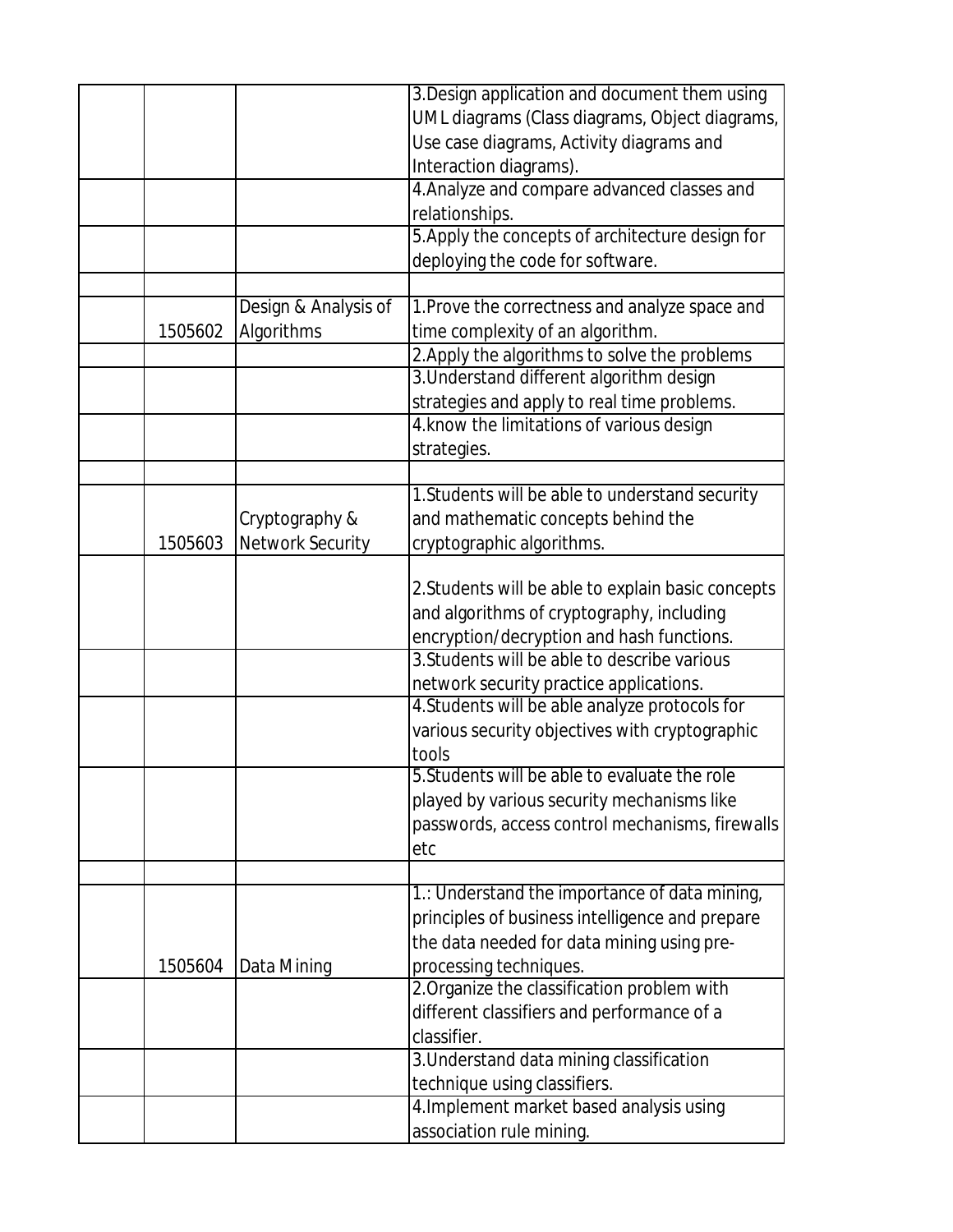| | | | |
|---|---|---|---|
| | | | 3.Design application and document them using UML diagrams (Class diagrams, Object diagrams, Use case diagrams, Activity diagrams and Interaction diagrams). |
| | | | 4.Analyze and compare advanced classes and relationships. |
| | | | 5.Apply the concepts of architecture design for deploying the code for software. |
| | | | |
| | 1505602 | Design & Analysis of Algorithms | 1.Prove the correctness and analyze space and time complexity of an algorithm. |
| | | | 2.Apply the algorithms to solve the problems |
| | | | 3.Understand different algorithm design strategies and apply to real time problems. |
| | | | 4.know the limitations of various design strategies. |
| | | | |
| | 1505603 | Cryptography & Network Security | 1.Students will be able to understand security and mathematic concepts behind the cryptographic algorithms. |
| | | | 2.Students will be able to explain basic concepts and algorithms of cryptography, including encryption/decryption and hash functions. |
| | | | 3.Students will be able to describe various network security practice applications. |
| | | | 4.Students will be able analyze protocols for various security objectives with cryptographic tools |
| | | | 5.Students will be able to evaluate the role played by various security mechanisms like passwords, access control mechanisms, firewalls etc |
| | | | |
| | 1505604 | Data Mining | 1.: Understand the importance of data mining, principles of business intelligence and prepare the data needed for data mining using pre-processing techniques. |
| | | | 2.Organize the classification problem with different classifiers and performance of a classifier. |
| | | | 3.Understand data mining classification technique using classifiers. |
| | | | 4.Implement market based analysis using association rule mining. |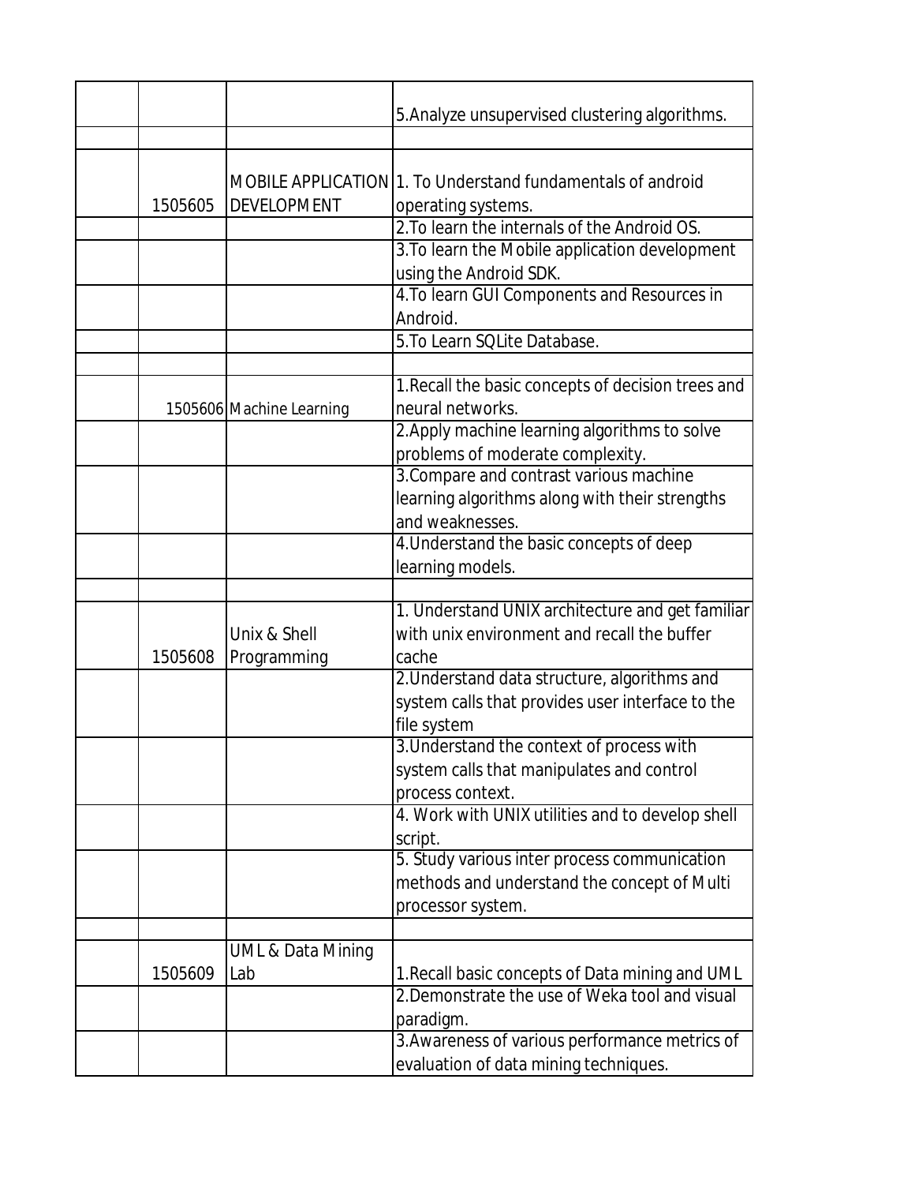| | | | |
|---|---|---|---|
| | | | 5.Analyze unsupervised clustering algorithms. |
| | | | |
| | 1505605 | MOBILE APPLICATION DEVELOPMENT | 1. To Understand fundamentals of android operating systems. |
| | | | 2.To learn the internals of the Android OS. |
| | | | 3.To learn the Mobile application development using the Android SDK. |
| | | | 4.To learn GUI Components and Resources in Android. |
| | | | 5.To Learn SQLite Database. |
| | | | |
| | 1505606 | Machine Learning | 1.Recall the basic concepts of decision trees and neural networks. |
| | | | 2.Apply machine learning algorithms to solve problems of moderate complexity. |
| | | | 3.Compare and contrast various machine learning algorithms along with their strengths and weaknesses. |
| | | | 4.Understand the basic concepts of deep learning models. |
| | | | |
| | 1505608 | Unix & Shell Programming | 1. Understand UNIX architecture and get familiar with unix environment and recall the buffer cache |
| | | | 2.Understand data structure, algorithms and system calls that provides user interface to the file system |
| | | | 3.Understand the context of process with system calls that manipulates and control process context. |
| | | | 4. Work with UNIX utilities and to develop shell script. |
| | | | 5. Study various inter process communication methods and understand the concept of Multi processor system. |
| | | | |
| | 1505609 | UML & Data Mining Lab | 1.Recall basic concepts of Data mining and UML |
| | | | 2.Demonstrate the use of Weka tool and visual paradigm. |
| | | | 3.Awareness of various performance metrics of evaluation of data mining techniques. |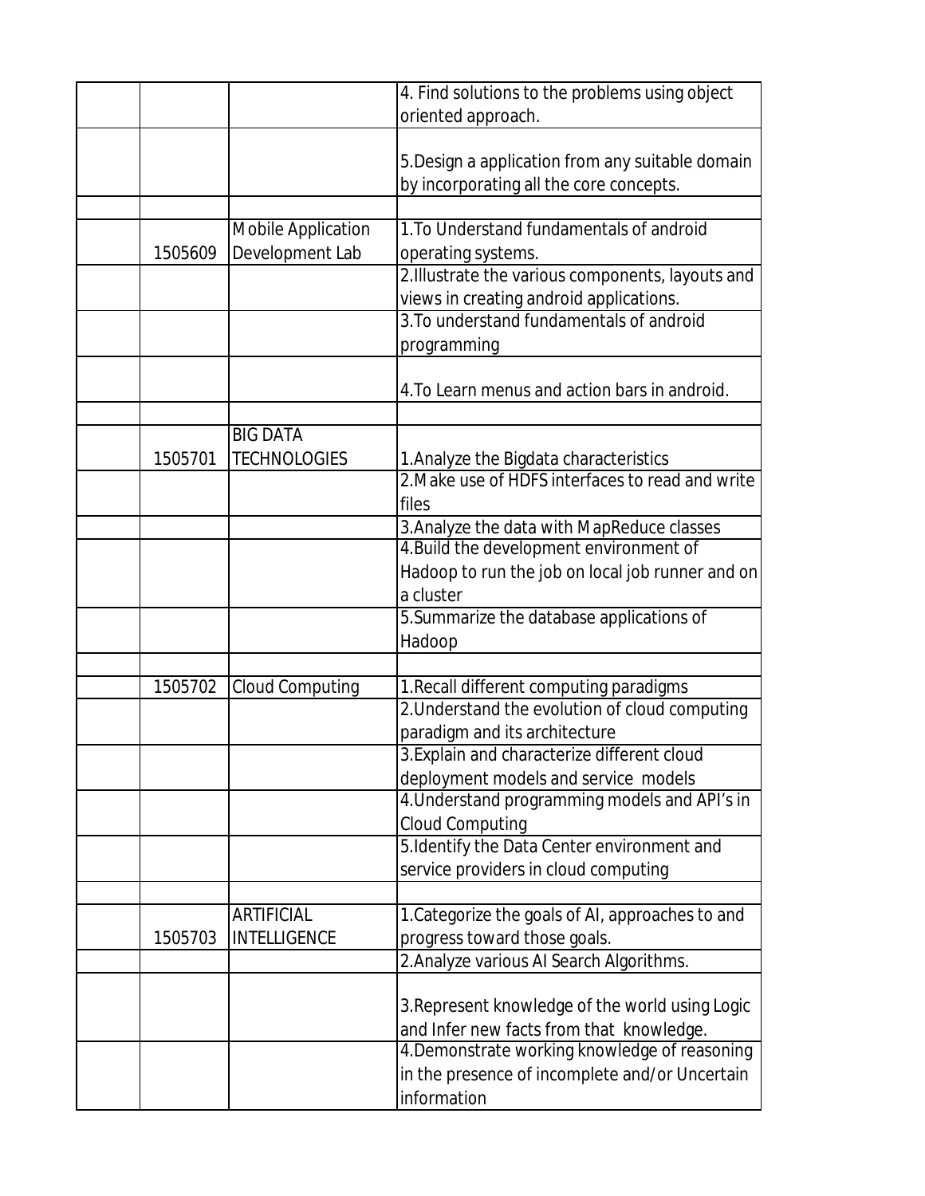|  |  |  |  |
|---|---|---|---|
|  |  |  | 4. Find solutions to the problems using object oriented approach. |
|  |  |  | 5.Design a application from any suitable domain by incorporating all the core concepts. |
|  |  |  |  |
|  | 1505609 | Mobile Application Development Lab | 1.To Understand fundamentals of android operating systems. |
|  |  |  | 2.Illustrate the various components, layouts and views in creating android applications. |
|  |  |  | 3.To understand fundamentals of android programming |
|  |  |  | 4.To Learn menus and action bars in android. |
|  |  |  |  |
|  | 1505701 | BIG DATA TECHNOLOGIES | 1.Analyze the Bigdata characteristics |
|  |  |  | 2.Make use of HDFS interfaces to read and write files |
|  |  |  | 3.Analyze the data with MapReduce classes |
|  |  |  | 4.Build the development environment of Hadoop to run the job on local job runner and on a cluster |
|  |  |  | 5.Summarize the database applications of Hadoop |
|  |  |  |  |
|  | 1505702 | Cloud Computing | 1.Recall different computing paradigms |
|  |  |  | 2.Understand the evolution of cloud computing paradigm and its architecture |
|  |  |  | 3.Explain and characterize different cloud deployment models and service models |
|  |  |  | 4.Understand programming models and API's in Cloud Computing |
|  |  |  | 5.Identify the Data Center environment and service providers in cloud computing |
|  |  |  |  |
|  | 1505703 | ARTIFICIAL INTELLIGENCE | 1.Categorize the goals of AI, approaches to and progress toward those goals. |
|  |  |  | 2.Analyze various AI Search Algorithms. |
|  |  |  | 3.Represent knowledge of the world using Logic and Infer new facts from that knowledge. |
|  |  |  | 4.Demonstrate working knowledge of reasoning in the presence of incomplete and/or Uncertain information |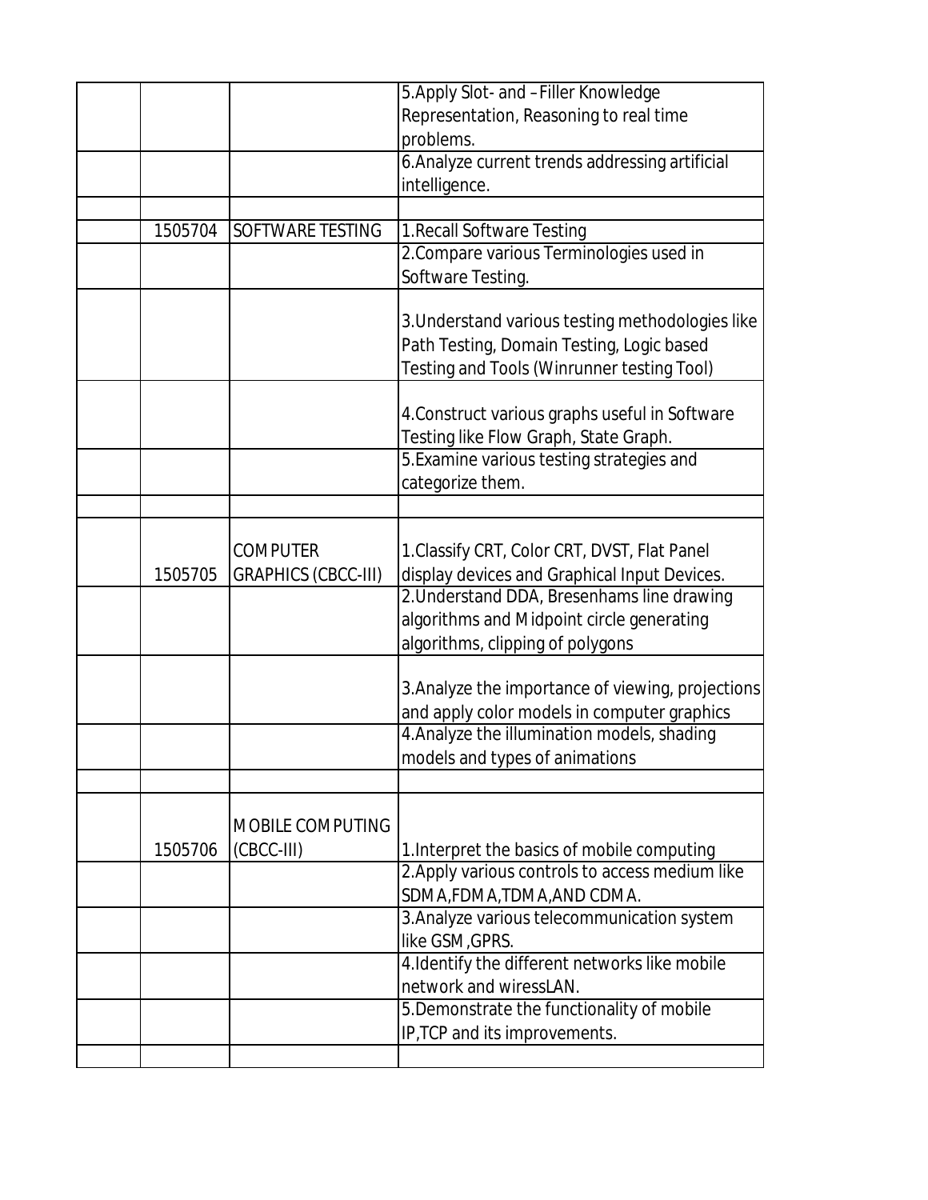| | | | |
|---|---|---|---|
| | | | 5.Apply Slot- and –Filler Knowledge Representation, Reasoning to real time problems. |
| | | | 6.Analyze current trends addressing artificial intelligence. |
| | | | |
| | 1505704 | SOFTWARE TESTING | 1.Recall Software Testing |
| | | | 2.Compare various Terminologies used in Software Testing. |
| | | | 3.Understand various testing methodologies like Path Testing, Domain Testing, Logic based Testing and Tools (Winrunner testing Tool) |
| | | | 4.Construct various graphs useful in Software Testing like Flow Graph, State Graph. |
| | | | 5.Examine various testing strategies and categorize them. |
| | | | |
| | 1505705 | COMPUTER GRAPHICS (CBCC-III) | 1.Classify CRT, Color CRT, DVST, Flat Panel display devices and Graphical Input Devices. |
| | | | 2.Understand DDA, Bresenhams line drawing algorithms and Midpoint circle generating algorithms, clipping of polygons |
| | | | 3.Analyze the importance of viewing, projections and apply color models in computer graphics |
| | | | 4.Analyze the illumination models, shading models and types of animations |
| | | | |
| | 1505706 | MOBILE COMPUTING (CBCC-III) | 1.Interpret the basics of mobile computing |
| | | | 2.Apply various controls to access medium like SDMA,FDMA,TDMA,AND CDMA. |
| | | | 3.Analyze various telecommunication system like GSM,GPRS. |
| | | | 4.Identify the different networks like mobile network and wiressLAN. |
| | | | 5.Demonstrate the functionality of mobile IP,TCP and its improvements. |
| | | | |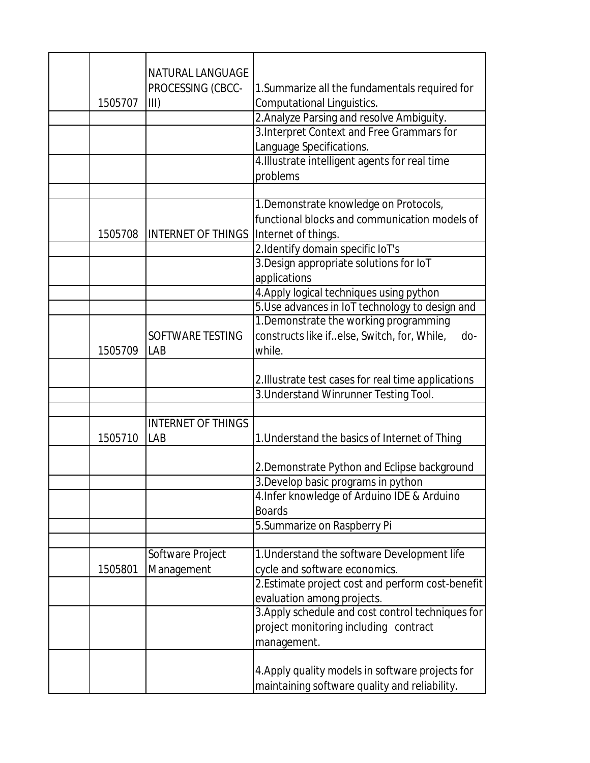|  |  |  |  |
|---|---|---|---|
|  | 1505707 | NATURAL LANGUAGE PROCESSING (CBCC-III) | 1.Summarize all the fundamentals required for Computational Linguistics. |
|  |  |  | 2.Analyze Parsing and resolve Ambiguity. |
|  |  |  | 3.Interpret Context and Free Grammars for Language Specifications. |
|  |  |  | 4.Illustrate intelligent agents for real time problems |
|  |  |  |  |
|  | 1505708 | INTERNET OF THINGS | 1.Demonstrate knowledge on Protocols, functional blocks and communication models of Internet of things. |
|  |  |  | 2.Identify domain specific IoT's |
|  |  |  | 3.Design appropriate solutions for IoT applications |
|  |  |  | 4.Apply logical techniques using python |
|  |  |  | 5.Use advances in IoT technology to design and |
|  | 1505709 | SOFTWARE TESTING LAB | 1.Demonstrate the working programming constructs like if..else, Switch, for, While, do-while. |
|  |  |  | 2.Illustrate test cases for real time applications |
|  |  |  | 3.Understand Winrunner Testing Tool. |
|  |  |  |  |
|  | 1505710 | INTERNET OF THINGS LAB | 1.Understand the basics of Internet of Thing |
|  |  |  | 2.Demonstrate Python and Eclipse background |
|  |  |  | 3.Develop basic programs in python |
|  |  |  | 4.Infer knowledge of Arduino IDE & Arduino Boards |
|  |  |  | 5.Summarize on Raspberry Pi |
|  |  |  |  |
|  | 1505801 | Software Project Management | 1.Understand the software Development life cycle and software economics. |
|  |  |  | 2.Estimate project cost and perform cost-benefit evaluation among projects. |
|  |  |  | 3.Apply schedule and cost control techniques for project monitoring including contract management. |
|  |  |  | 4.Apply quality models in software projects for maintaining software quality and reliability. |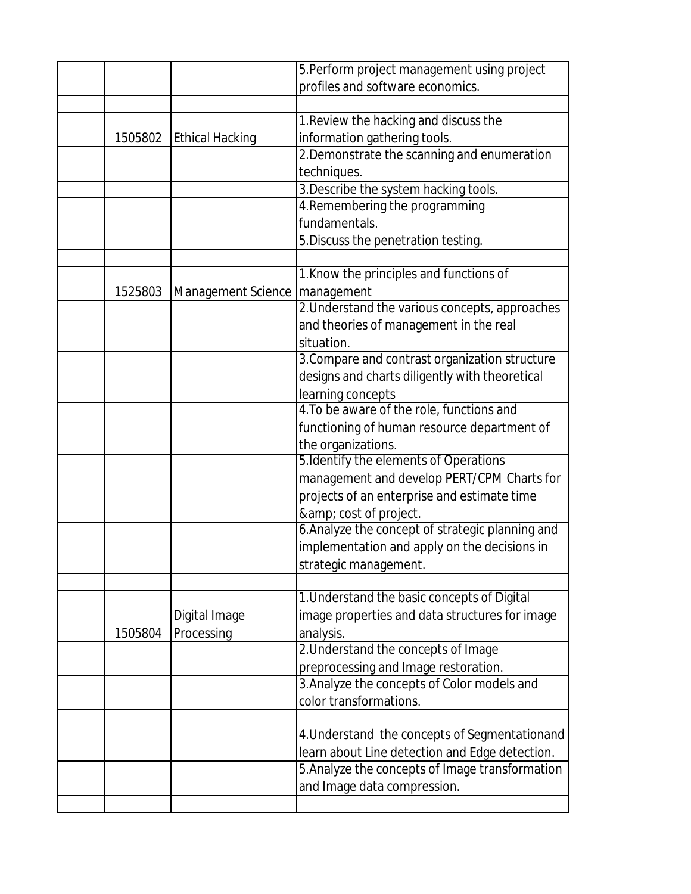| | | | |
|---|---|---|---|
| | | | 5.Perform project management using project profiles and software economics. |
| | | | |
| | 1505802 | Ethical Hacking | 1.Review the hacking and discuss the information gathering tools. |
| | | | 2.Demonstrate the scanning and enumeration techniques. |
| | | | 3.Describe the system hacking tools. |
| | | | 4.Remembering the programming fundamentals. |
| | | | 5.Discuss the penetration testing. |
| | | | |
| | 1525803 | Management Science | 1.Know the principles and functions of management |
| | | | 2.Understand the various concepts, approaches and theories of management in the real situation. |
| | | | 3.Compare and contrast organization structure designs and charts diligently with theoretical learning concepts |
| | | | 4.To be aware of the role, functions and functioning of human resource department of the organizations. |
| | | | 5.Identify the elements of Operations management and develop PERT/CPM Charts for projects of an enterprise and estimate time &amp; cost of project. |
| | | | 6.Analyze the concept of strategic planning and implementation and apply on the decisions in strategic management. |
| | | | |
| | 1505804 | Digital Image Processing | 1.Understand the basic concepts of Digital image properties and data structures for image analysis. |
| | | | 2.Understand the concepts of Image preprocessing and Image restoration. |
| | | | 3.Analyze the concepts of Color models and color transformations. |
| | | | 4.Understand the concepts of Segmentationand learn about Line detection and Edge detection. |
| | | | 5.Analyze the concepts of Image transformation and Image data compression. |
| | | | |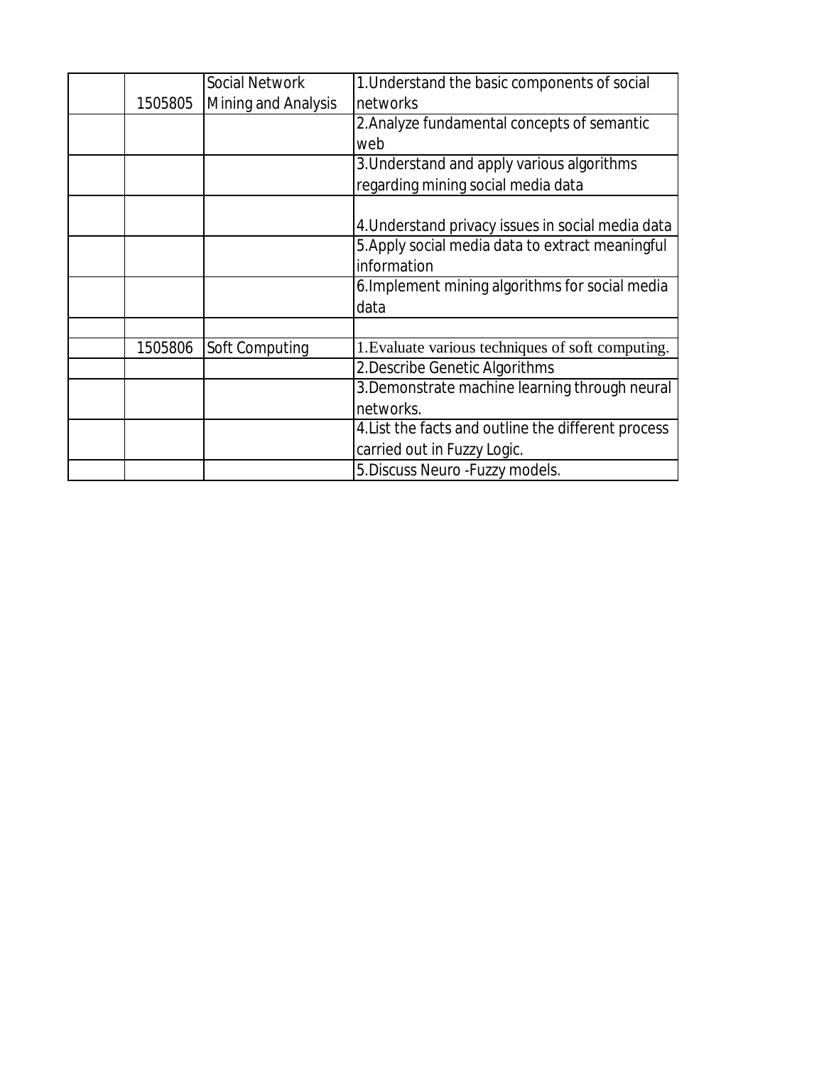| | | | |
|---|---|---|---|
| | 1505805 | Social Network Mining and Analysis | 1.Understand the basic components of social networks |
| | | | 2.Analyze fundamental concepts of semantic web |
| | | | 3.Understand and apply various algorithms regarding mining social media data |
| | | | 4.Understand privacy issues in social media data |
| | | | 5.Apply social media data to extract meaningful information |
| | | | 6.Implement mining algorithms for social media data |
| | | | |
| | 1505806 | Soft Computing | 1.Evaluate various techniques of soft computing. |
| | | | 2.Describe Genetic Algorithms |
| | | | 3.Demonstrate machine learning through neural networks. |
| | | | 4.List the facts and outline the different process carried out in Fuzzy Logic. |
| | | | 5.Discuss Neuro -Fuzzy models. |